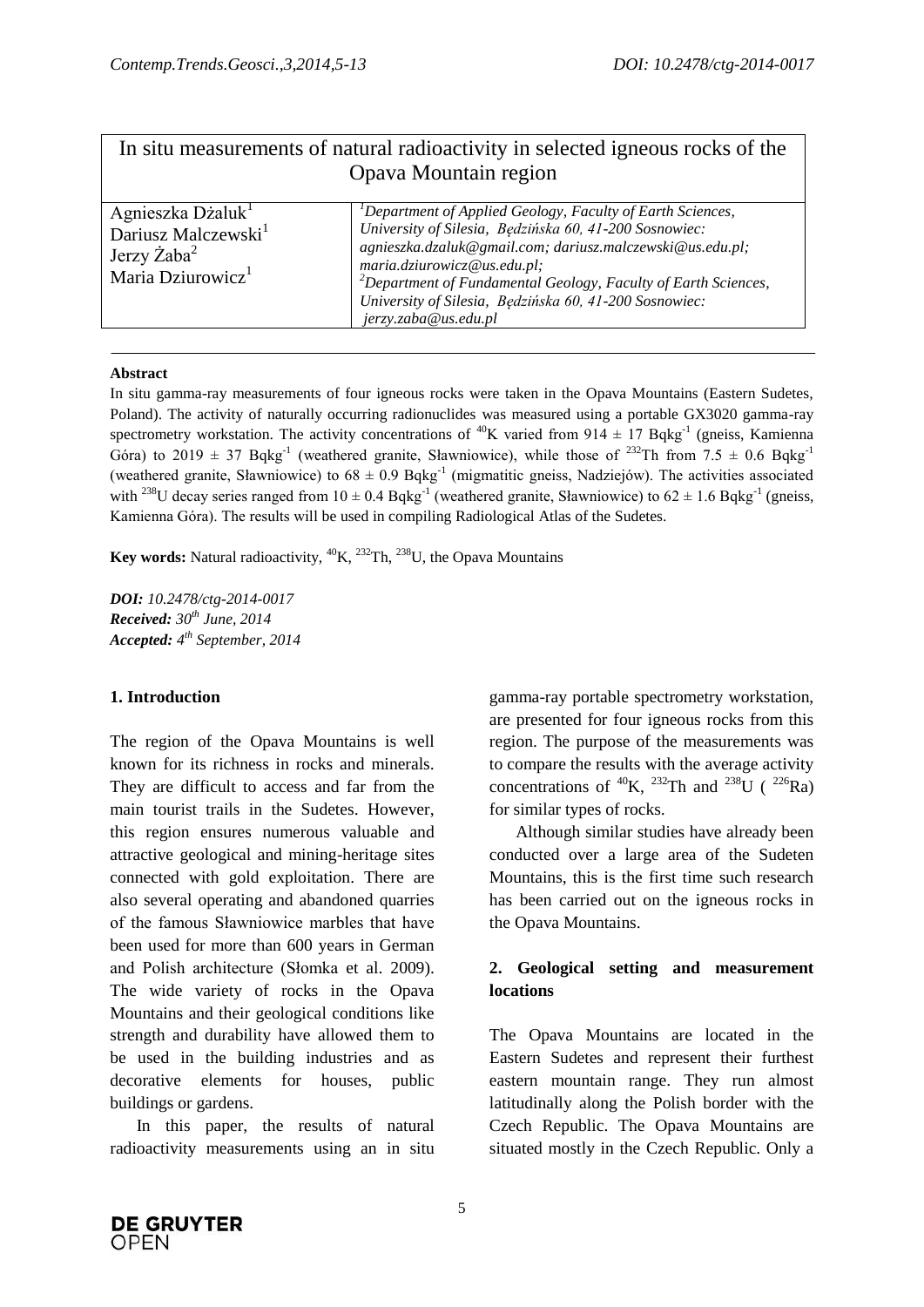# In situ measurements of natural radioactivity in selected igneous rocks of the Opava Mountain region

Agnieszka Dżaluk[1]
Dariusz Malczewski[1]
Jerzy Żaba[2]
Maria Dziurowicz[1]

[1]*Department of Applied Geology, Faculty of Earth Sciences, University of Silesia, Będzińska 60, 41-200 Sosnowiec: agnieszka.dzaluk@gmail.com; dariusz.malczewski@us.edu.pl; maria.dziurowicz@us.edu.pl;*
[2]*Department of Fundamental Geology, Faculty of Earth Sciences, University of Silesia, Będzińska 60, 41-200 Sosnowiec: jerzy.zaba@us.edu.pl*

**Abstract**

In situ gamma-ray measurements of four igneous rocks were taken in the Opava Mountains (Eastern Sudetes, Poland). The activity of naturally occurring radionuclides was measured using a portable GX3020 gamma-ray spectrometry workstation. The activity concentrations of $^{40}$K varied from 914 ± 17 Bqkg$^{-1}$ (gneiss, Kamienna Góra) to 2019 ± 37 Bqkg$^{-1}$ (weathered granite, Sławniowice), while those of $^{232}$Th from 7.5 ± 0.6 Bqkg$^{-1}$ (weathered granite, Sławniowice) to 68 ± 0.9 Bqkg$^{-1}$ (migmatitic gneiss, Nadziejów). The activities associated with $^{238}$U decay series ranged from 10 ± 0.4 Bqkg$^{-1}$ (weathered granite, Sławniowice) to 62 ± 1.6 Bqkg$^{-1}$ (gneiss, Kamienna Góra). The results will be used in compiling Radiological Atlas of the Sudetes.

**Key words:** Natural radioactivity, $^{40}$K, $^{232}$Th, $^{238}$U, the Opava Mountains

***DOI:** 10.2478/ctg-2014-0017*
***Received:** 30th June, 2014*
***Accepted:** 4th September, 2014*

## 1. Introduction

The region of the Opava Mountains is well known for its richness in rocks and minerals. They are difficult to access and far from the main tourist trails in the Sudetes. However, this region ensures numerous valuable and attractive geological and mining-heritage sites connected with gold exploitation. There are also several operating and abandoned quarries of the famous Sławniowice marbles that have been used for more than 600 years in German and Polish architecture (Słomka et al. 2009). The wide variety of rocks in the Opava Mountains and their geological conditions like strength and durability have allowed them to be used in the building industries and as decorative elements for houses, public buildings or gardens.

In this paper, the results of natural radioactivity measurements using an in situ gamma-ray portable spectrometry workstation, are presented for four igneous rocks from this region. The purpose of the measurements was to compare the results with the average activity concentrations of $^{40}$K, $^{232}$Th and $^{238}$U ( $^{226}$Ra) for similar types of rocks.

Although similar studies have already been conducted over a large area of the Sudeten Mountains, this is the first time such research has been carried out on the igneous rocks in the Opava Mountains.

## 2. Geological setting and measurement locations

The Opava Mountains are located in the Eastern Sudetes and represent their furthest eastern mountain range. They run almost latitudinally along the Polish border with the Czech Republic. The Opava Mountains are situated mostly in the Czech Republic. Only a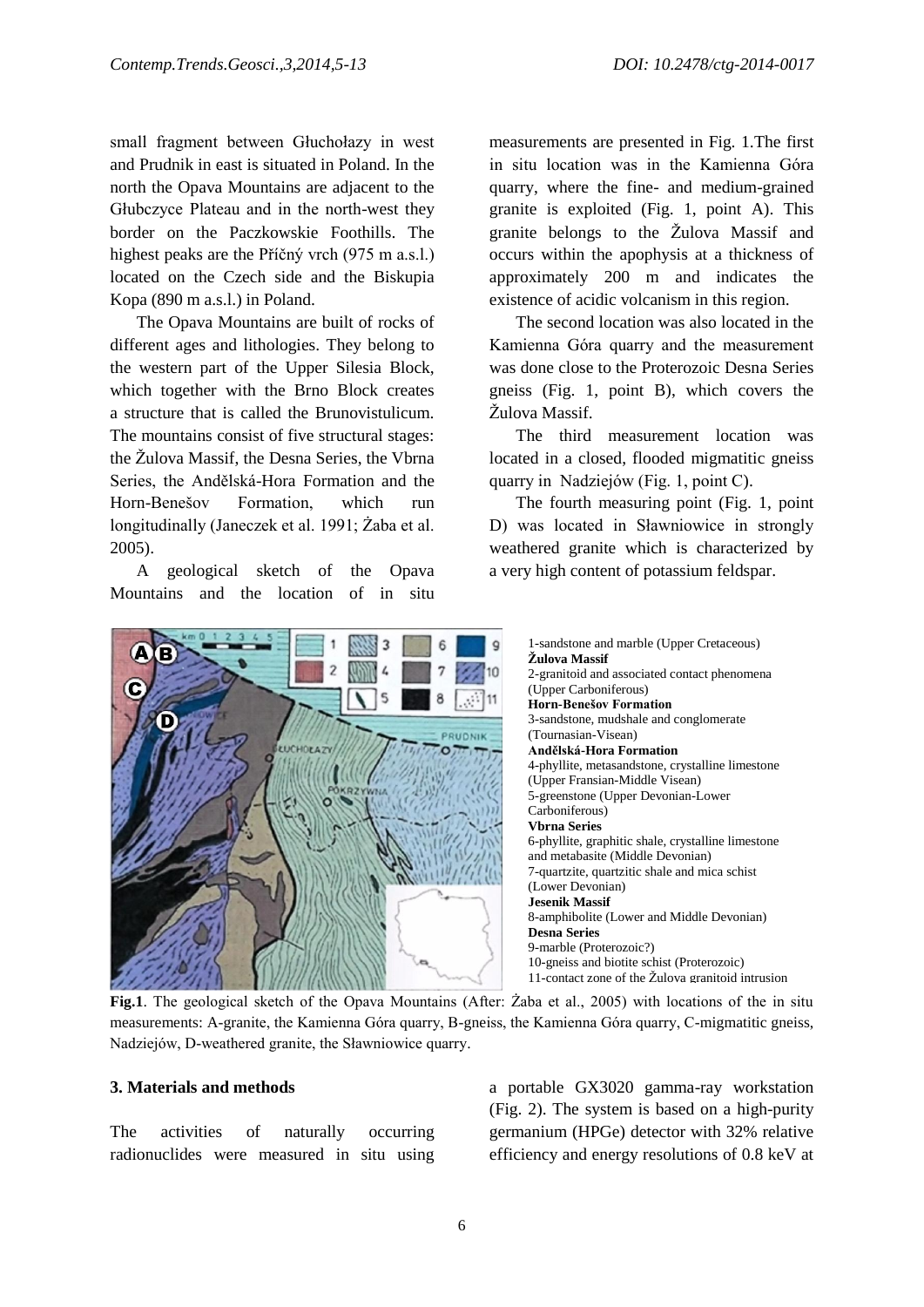small fragment between Głuchołazy in west and Prudnik in east is situated in Poland. In the north the Opava Mountains are adjacent to the Głubczyce Plateau and in the north-west they border on the Paczkowskie Foothills. The highest peaks are the Příčný vrch (975 m a.s.l.) located on the Czech side and the Biskupia Kopa (890 m a.s.l.) in Poland.

The Opava Mountains are built of rocks of different ages and lithologies. They belong to the western part of the Upper Silesia Block, which together with the Brno Block creates a structure that is called the Brunovistulicum. The mountains consist of five structural stages: the Žulova Massif, the Desna Series, the Vbrna Series, the Andělská-Hora Formation and the Horn-Benešov Formation, which run longitudinally (Janeczek et al. 1991; Żaba et al. 2005).

A geological sketch of the Opava Mountains and the location of in situ measurements are presented in Fig. 1.The first in situ location was in the Kamienna Góra quarry, where the fine- and medium-grained granite is exploited (Fig. 1, point A). This granite belongs to the Žulova Massif and occurs within the apophysis at a thickness of approximately 200 m and indicates the existence of acidic volcanism in this region.

The second location was also located in the Kamienna Góra quarry and the measurement was done close to the Proterozoic Desna Series gneiss (Fig. 1, point B), which covers the Žulova Massif.

The third measurement location was located in a closed, flooded migmatitic gneiss quarry in Nadziejów (Fig. 1, point C).

The fourth measuring point (Fig. 1, point D) was located in Sławniowice in strongly weathered granite which is characterized by a very high content of potassium feldspar.

1-sandstone and marble (Upper Cretaceous)
**Žulova Massif**
2-granitoid and associated contact phenomena (Upper Carboniferous)
**Horn-Benešov Formation**
3-sandstone, mudshale and conglomerate (Tournasian-Visean)
**Andělská-Hora Formation**
4-phyllite, metasandstone, crystalline limestone (Upper Fransian-Middle Visean)
5-greenstone (Upper Devonian-Lower Carboniferous)
**Vbrna Series**
6-phyllite, graphitic shale, crystalline limestone and metabasite (Middle Devonian)
7-quartzite, quartzitic shale and mica schist (Lower Devonian)
**Jesenik Massif**
8-amphibolite (Lower and Middle Devonian)
**Desna Series**
9-marble (Proterozoic?)
10-gneiss and biotite schist (Proterozoic)
11-contact zone of the Žulova granitoid intrusion

**Fig.1**. The geological sketch of the Opava Mountains (After: Żaba et al., 2005) with locations of the in situ measurements: A-granite, the Kamienna Góra quarry, B-gneiss, the Kamienna Góra quarry, C-migmatitic gneiss, Nadziejów, D-weathered granite, the Sławniowice quarry.

## 3. Materials and methods

The activities of naturally occurring radionuclides were measured in situ using a portable GX3020 gamma-ray workstation (Fig. 2). The system is based on a high-purity germanium (HPGe) detector with 32% relative efficiency and energy resolutions of 0.8 keV at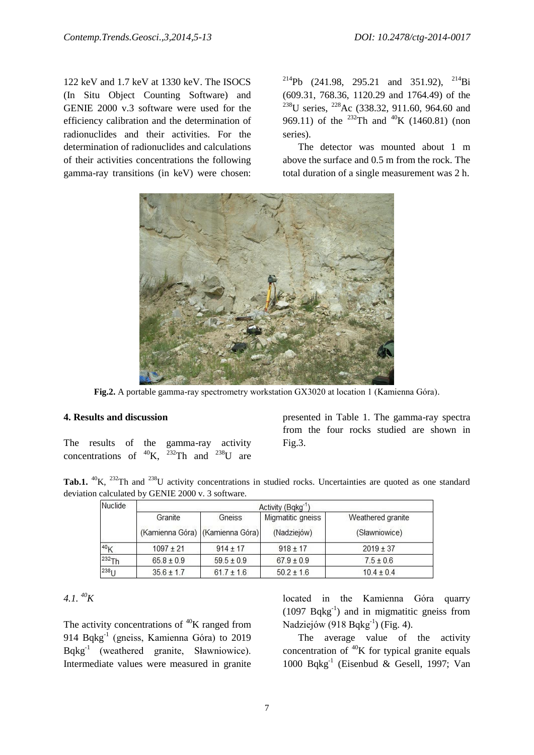122 keV and 1.7 keV at 1330 keV. The ISOCS (In Situ Object Counting Software) and GENIE 2000 v.3 software were used for the efficiency calibration and the determination of radionuclides and their activities. For the determination of radionuclides and calculations of their activities concentrations the following gamma-ray transitions (in keV) were chosen: $^{214}$Pb (241.98, 295.21 and 351.92), $^{214}$Bi (609.31, 768.36, 1120.29 and 1764.49) of the $^{238}$U series, $^{228}$Ac (338.32, 911.60, 964.60 and 969.11) of the $^{232}$Th and $^{40}$K (1460.81) (non series).

The detector was mounted about 1 m above the surface and 0.5 m from the rock. The total duration of a single measurement was 2 h.

**Fig.2.** A portable gamma-ray spectrometry workstation GX3020 at location 1 (Kamienna Góra).

#### 4. Results and discussion

The results of the gamma-ray activity concentrations of $^{40}$K, $^{232}$Th and $^{238}$U are presented in Table 1. The gamma-ray spectra from the four rocks studied are shown in Fig.3.

**Tab.1.** $^{40}$K, $^{232}$Th and $^{238}$U activity concentrations in studied rocks. Uncertainties are quoted as one standard deviation calculated by GENIE 2000 v. 3 software.

| Nuclide | Activity (Bqkg$^{-1}$) | | | |
|---|---|---|---|---|
| | Granite (Kamienna Góra) | Gneiss (Kamienna Góra) | Migmatitic gneiss (Nadziejów) | Weathered granite (Sławniowice) |
| $^{40}$K | 1097 ± 21 | 914 ± 17 | 918 ± 17 | 2019 ± 37 |
| $^{232}$Th | 65.8 ± 0.9 | 59.5 ± 0.9 | 67.9 ± 0.9 | 7.5 ± 0.6 |
| $^{238}$U | 35.6 ± 1.7 | 61.7 ± 1.6 | 50.2 ± 1.6 | 10.4 ± 0.4 |

##### *4.1. $^{40}$K*

The activity concentrations of $^{40}$K ranged from 914 Bqkg$^{-1}$ (gneiss, Kamienna Góra) to 2019 Bqkg$^{-1}$ (weathered granite, Sławniowice). Intermediate values were measured in granite located in the Kamienna Góra quarry (1097 Bqkg$^{-1}$) and in migmatitic gneiss from Nadziejów (918 Bqkg$^{-1}$) (Fig. 4).

The average value of the activity concentration of $^{40}$K for typical granite equals 1000 Bqkg$^{-1}$ (Eisenbud & Gesell, 1997; Van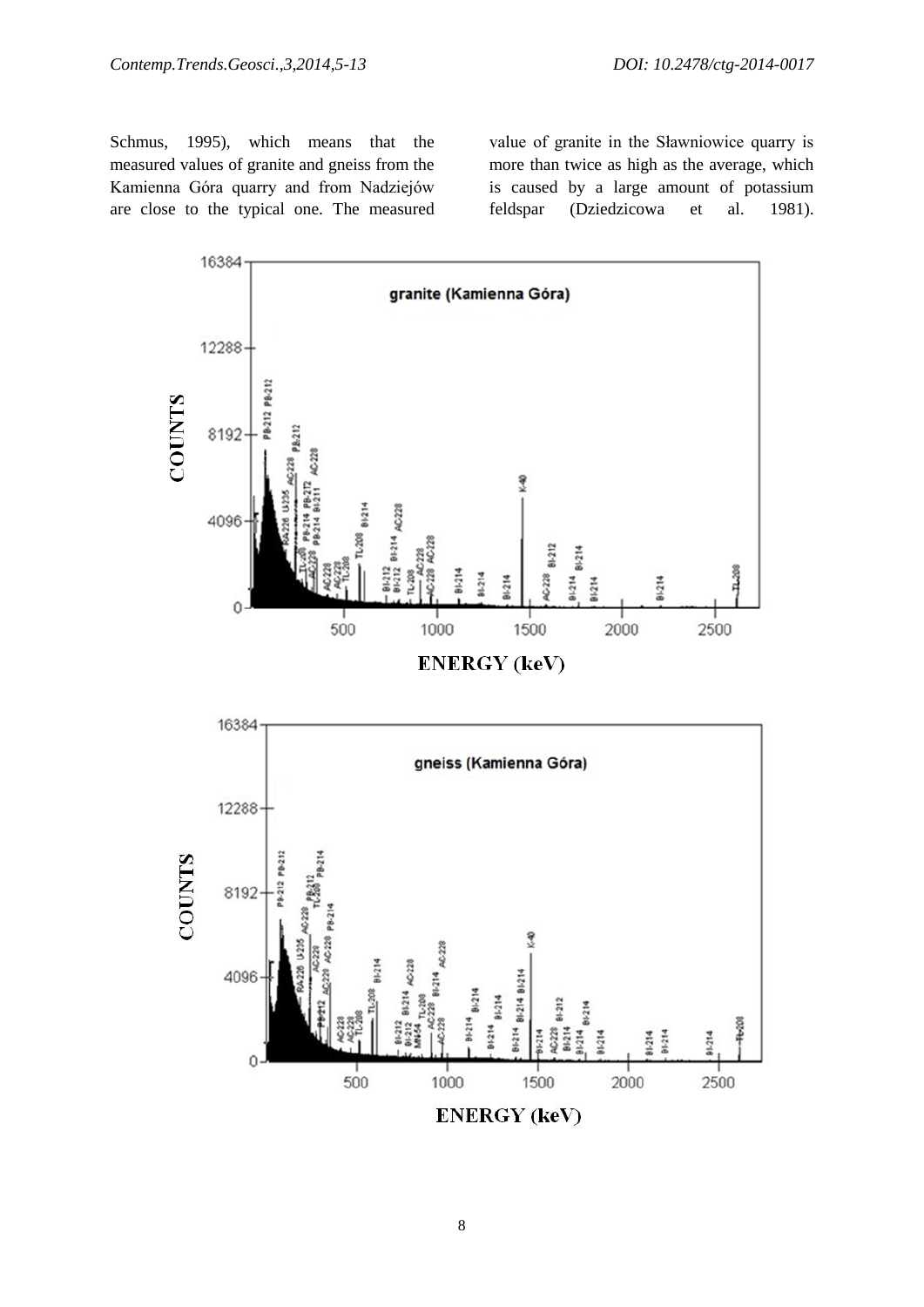Schmus, 1995), which means that the measured values of granite and gneiss from the Kamienna Góra quarry and from Nadziejów are close to the typical one. The measured value of granite in the Sławniowice quarry is more than twice as high as the average, which is caused by a large amount of potassium feldspar (Dziedzicowa et al. 1981).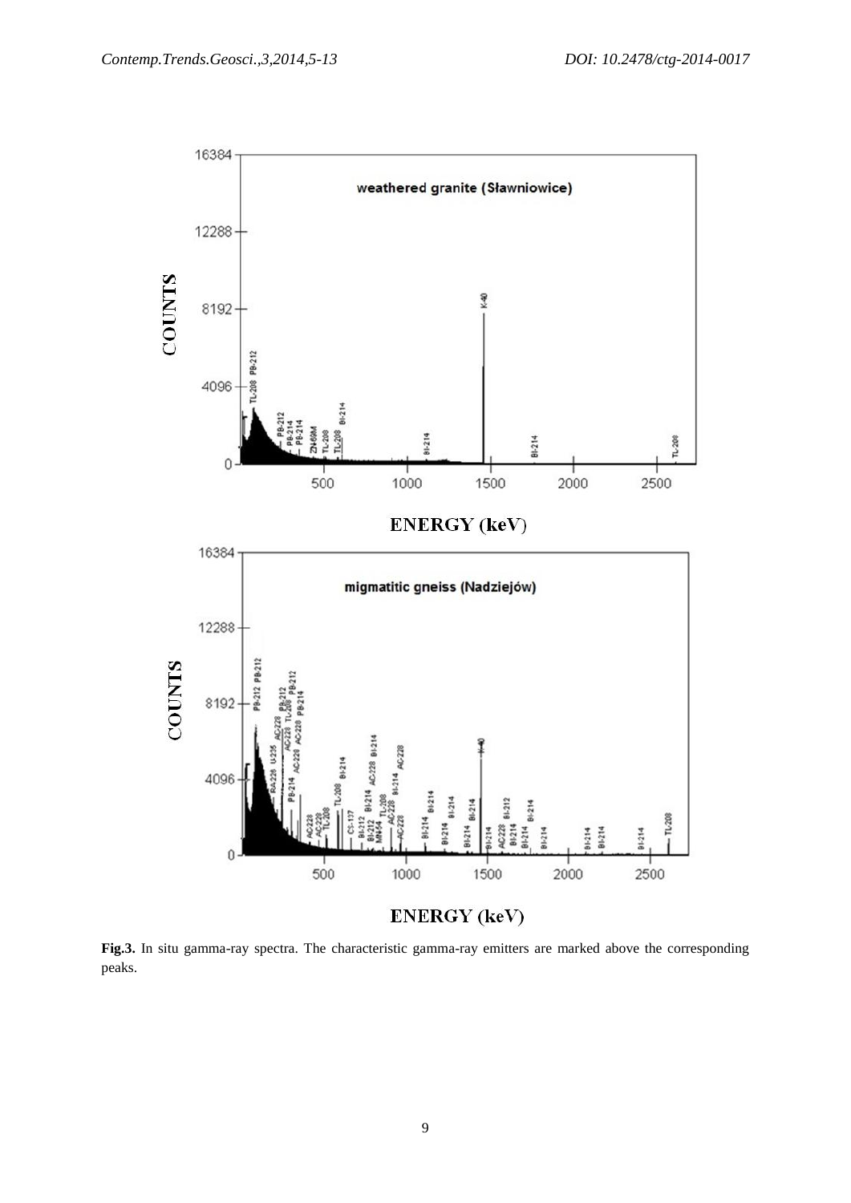**Fig.3.** In situ gamma-ray spectra. The characteristic gamma-ray emitters are marked above the corresponding peaks.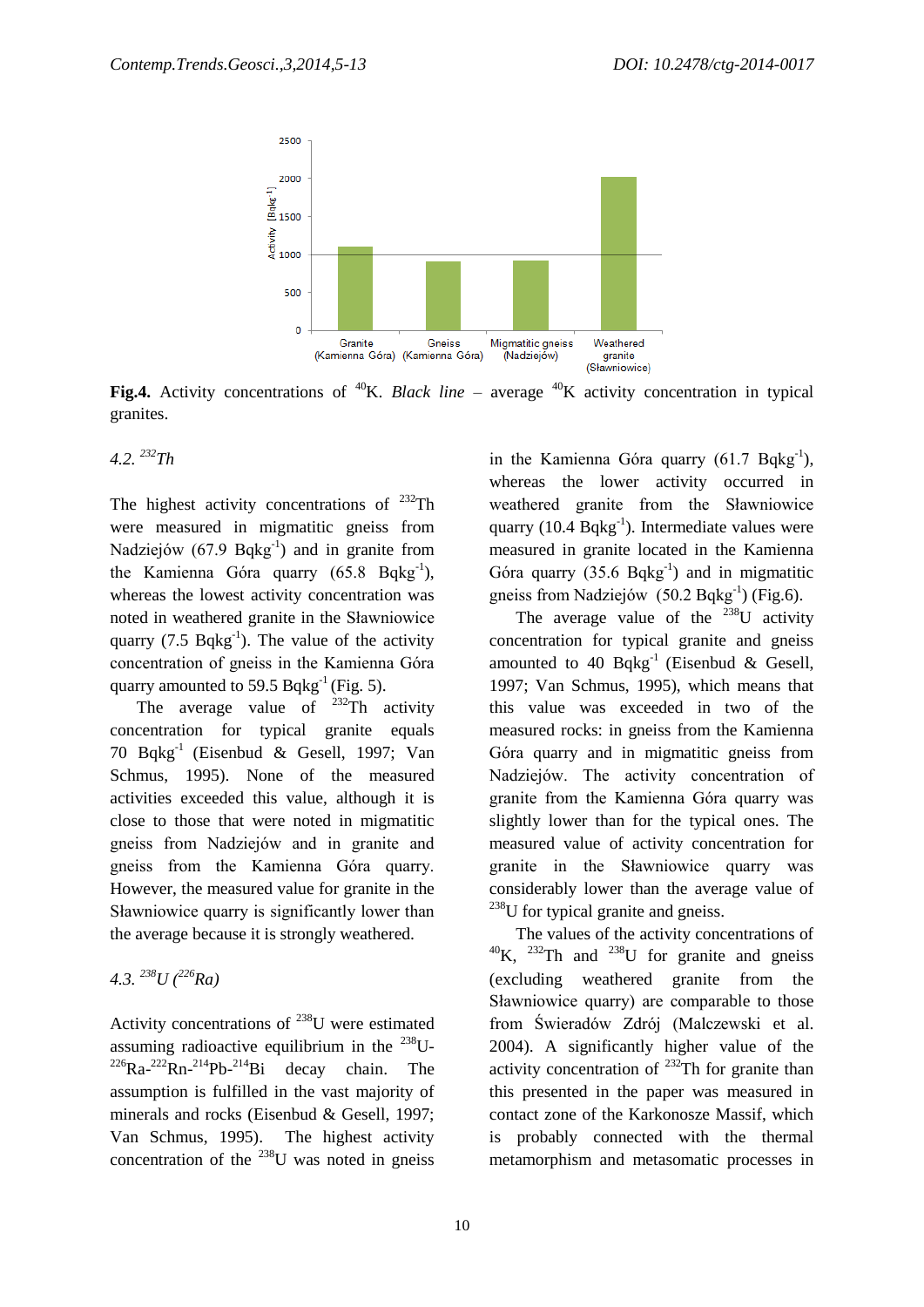**Fig.4.** Activity concentrations of $^{40}K$. *Black line* – average $^{40}K$ activity concentration in typical granites.

### 4.2. $^{232}Th$

The highest activity concentrations of $^{232}Th$ were measured in migmatitic gneiss from Nadziejów (67.9 $Bqkg^{-1}$) and in granite from the Kamienna Góra quarry (65.8 $Bqkg^{-1}$), whereas the lowest activity concentration was noted in weathered granite in the Sławniowice quarry (7.5 $Bqkg^{-1}$). The value of the activity concentration of gneiss in the Kamienna Góra quarry amounted to 59.5 $Bqkg^{-1}$ (Fig. 5).

The average value of $^{232}Th$ activity concentration for typical granite equals 70 $Bqkg^{-1}$ (Eisenbud & Gesell, 1997; Van Schmus, 1995). None of the measured activities exceeded this value, although it is close to those that were noted in migmatitic gneiss from Nadziejów and in granite and gneiss from the Kamienna Góra quarry. However, the measured value for granite in the Sławniowice quarry is significantly lower than the average because it is strongly weathered.

### 4.3. $^{238}U$ ($^{226}Ra$)

Activity concentrations of $^{238}U$ were estimated assuming radioactive equilibrium in the $^{238}U$-$^{226}Ra$-$^{222}Rn$-$^{214}Pb$-$^{214}Bi$ decay chain. The assumption is fulfilled in the vast majority of minerals and rocks (Eisenbud & Gesell, 1997; Van Schmus, 1995). The highest activity concentration of the $^{238}U$ was noted in gneiss in the Kamienna Góra quarry (61.7 $Bqkg^{-1}$), whereas the lower activity occurred in weathered granite from the Sławniowice quarry (10.4 $Bqkg^{-1}$). Intermediate values were measured in granite located in the Kamienna Góra quarry (35.6 $Bqkg^{-1}$) and in migmatitic gneiss from Nadziejów (50.2 $Bqkg^{-1}$) (Fig.6).

The average value of the $^{238}U$ activity concentration for typical granite and gneiss amounted to 40 $Bqkg^{-1}$ (Eisenbud & Gesell, 1997; Van Schmus, 1995), which means that this value was exceeded in two of the measured rocks: in gneiss from the Kamienna Góra quarry and in migmatitic gneiss from Nadziejów. The activity concentration of granite from the Kamienna Góra quarry was slightly lower than for the typical ones. The measured value of activity concentration for granite in the Sławniowice quarry was considerably lower than the average value of $^{238}U$ for typical granite and gneiss.

The values of the activity concentrations of $^{40}K$, $^{232}Th$ and $^{238}U$ for granite and gneiss (excluding weathered granite from the Sławniowice quarry) are comparable to those from Świeradów Zdrój (Malczewski et al. 2004). A significantly higher value of the activity concentration of $^{232}Th$ for granite than this presented in the paper was measured in contact zone of the Karkonosze Massif, which is probably connected with the thermal metamorphism and metasomatic processes in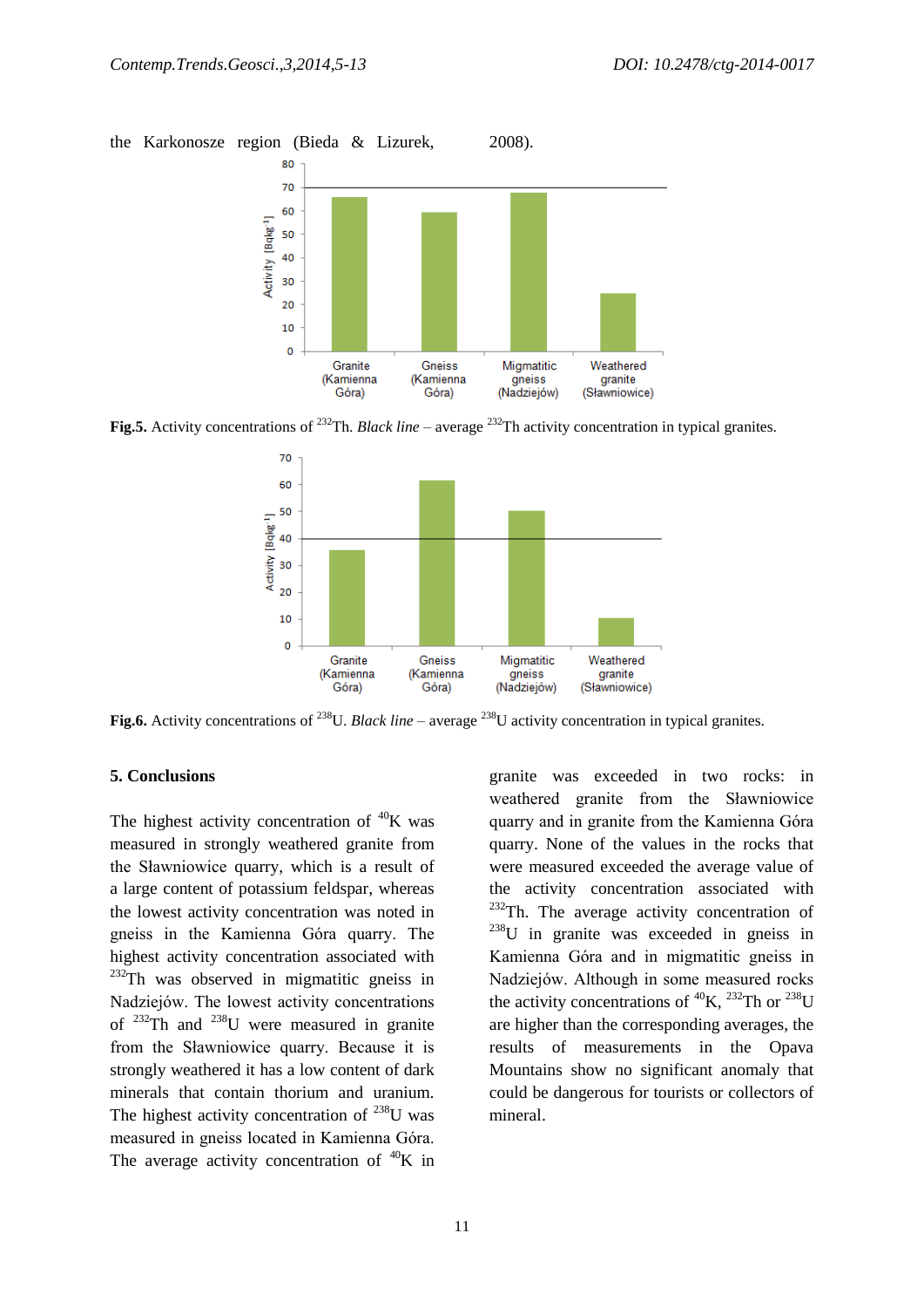the Karkonosze region (Bieda & Lizurek, 2008).

**Fig.5.** Activity concentrations of $^{232}$Th. *Black line* – average $^{232}$Th activity concentration in typical granites.

**Fig.6.** Activity concentrations of $^{238}$U. *Black line* – average $^{238}$U activity concentration in typical granites.

### 5. Conclusions

The highest activity concentration of $^{40}$K was measured in strongly weathered granite from the Sławniowice quarry, which is a result of a large content of potassium feldspar, whereas the lowest activity concentration was noted in gneiss in the Kamienna Góra quarry. The highest activity concentration associated with $^{232}$Th was observed in migmatitic gneiss in Nadziejów. The lowest activity concentrations of $^{232}$Th and $^{238}$U were measured in granite from the Sławniowice quarry. Because it is strongly weathered it has a low content of dark minerals that contain thorium and uranium. The highest activity concentration of $^{238}$U was measured in gneiss located in Kamienna Góra. The average activity concentration of $^{40}$K in granite was exceeded in two rocks: in weathered granite from the Sławniowice quarry and in granite from the Kamienna Góra quarry. None of the values in the rocks that were measured exceeded the average value of the activity concentration associated with $^{232}$Th. The average activity concentration of $^{238}$U in granite was exceeded in gneiss in Kamienna Góra and in migmatitic gneiss in Nadziejów. Although in some measured rocks the activity concentrations of $^{40}$K, $^{232}$Th or $^{238}$U are higher than the corresponding averages, the results of measurements in the Opava Mountains show no significant anomaly that could be dangerous for tourists or collectors of mineral.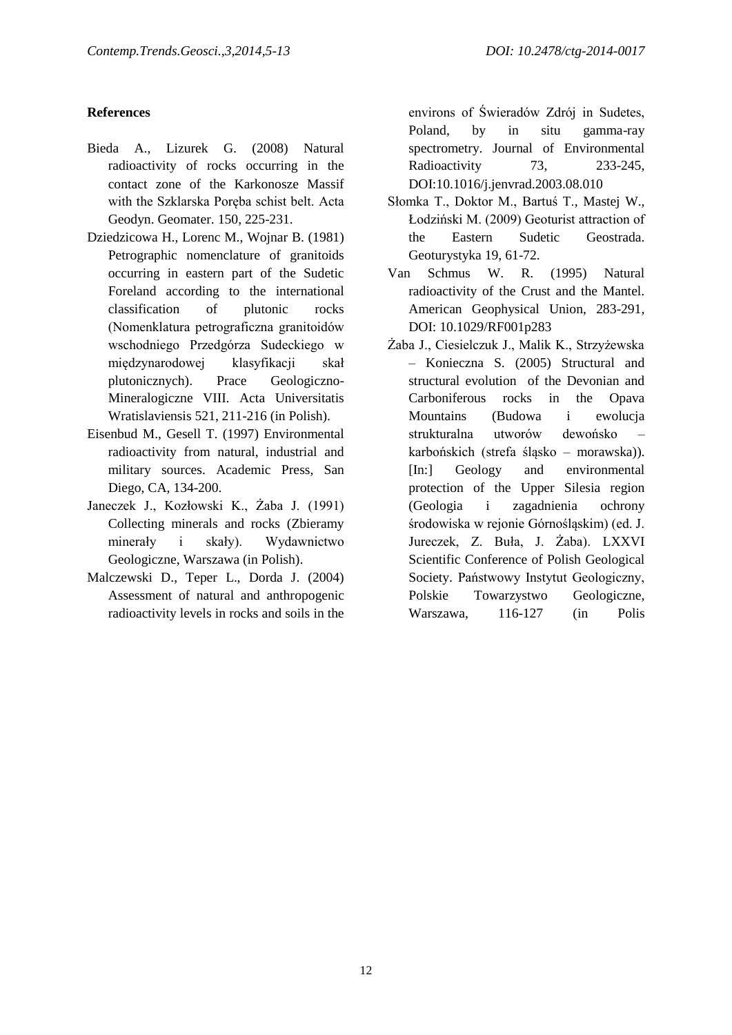## References

Bieda A., Lizurek G. (2008) Natural radioactivity of rocks occurring in the contact zone of the Karkonosze Massif with the Szklarska Poręba schist belt. Acta Geodyn. Geomater. 150, 225-231.

Dziedzicowa H., Lorenc M., Wojnar B. (1981) Petrographic nomenclature of granitoids occurring in eastern part of the Sudetic Foreland according to the international classification of plutonic rocks (Nomenklatura petrograficzna granitoidów wschodniego Przedgórza Sudeckiego w międzynarodowej klasyfikacji skał plutonicznych). Prace Geologiczno-Mineralogiczne VIII. Acta Universitatis Wratislaviensis 521, 211-216 (in Polish).

Eisenbud M., Gesell T. (1997) Environmental radioactivity from natural, industrial and military sources. Academic Press, San Diego, CA, 134-200.

Janeczek J., Kozłowski K., Żaba J. (1991) Collecting minerals and rocks (Zbieramy minerały i skały). Wydawnictwo Geologiczne, Warszawa (in Polish).

Malczewski D., Teper L., Dorda J. (2004) Assessment of natural and anthropogenic radioactivity levels in rocks and soils in the environs of Świeradów Zdrój in Sudetes, Poland, by in situ gamma-ray spectrometry. Journal of Environmental Radioactivity 73, 233-245, DOI:10.1016/j.jenvrad.2003.08.010

Słomka T., Doktor M., Bartuś T., Mastej W., Łodziński M. (2009) Geoturist attraction of the Eastern Sudetic Geostrada. Geoturystyka 19, 61-72.

Van Schmus W. R. (1995) Natural radioactivity of the Crust and the Mantel. American Geophysical Union, 283-291, DOI: 10.1029/RF001p283

Żaba J., Ciesielczuk J., Malik K., Strzyżewska – Konieczna S. (2005) Structural and structural evolution of the Devonian and Carboniferous rocks in the Opava Mountains (Budowa i ewolucja strukturalna utworów dewońsko – karbońskich (strefa śląsko – morawska)). [In:] Geology and environmental protection of the Upper Silesia region (Geologia i zagadnienia ochrony środowiska w rejonie Górnośląskim) (ed. J. Jureczek, Z. Buła, J. Żaba). LXXVI Scientific Conference of Polish Geological Society. Państwowy Instytut Geologiczny, Polskie Towarzystwo Geologiczne, Warszawa, 116-127 (in Polis